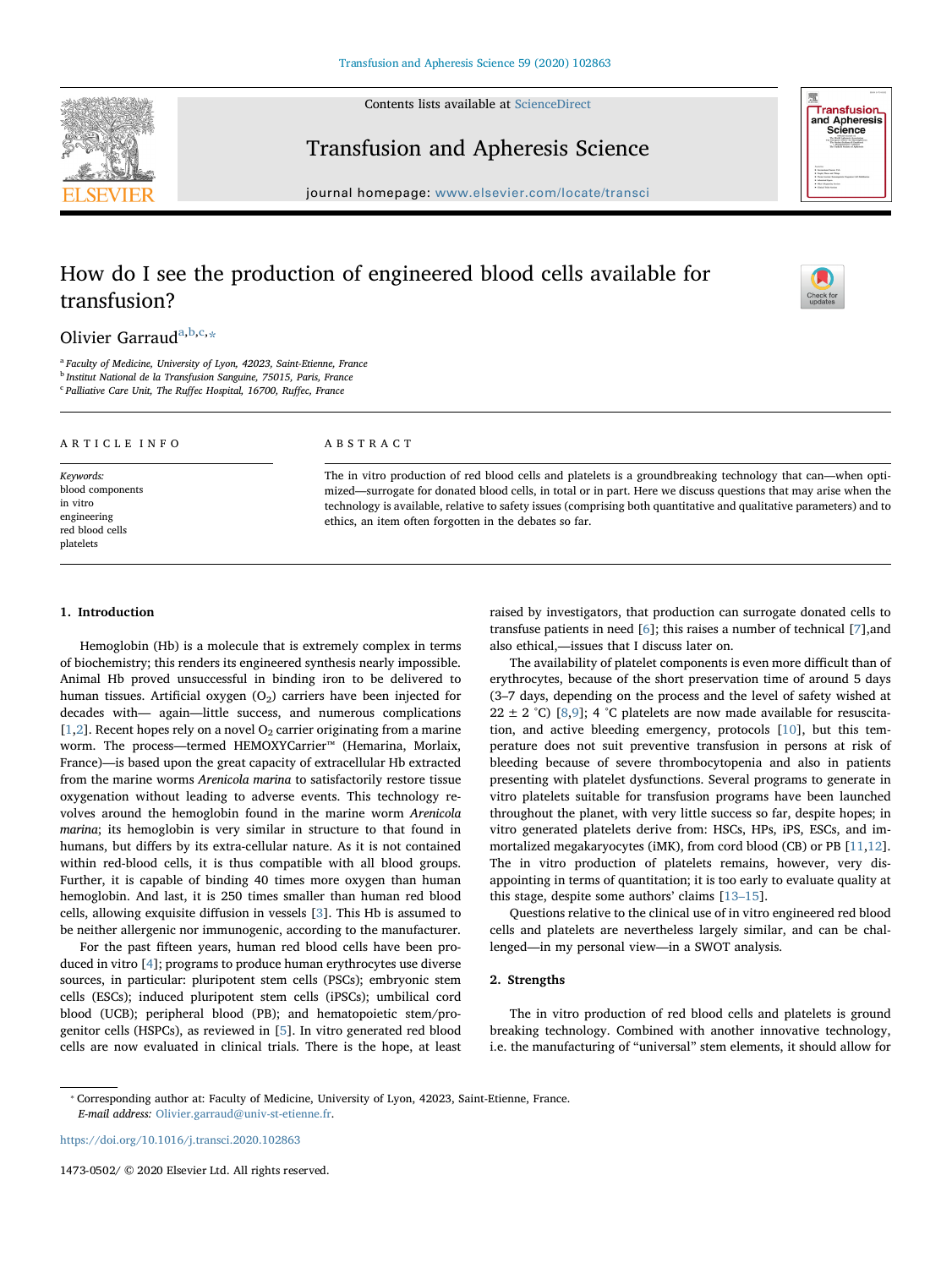# How do I see the production of engineered blood cells available for transfusion?

Olivier Garraud[a,b,c,⁎]

[a] Faculty of Medicine, University of Lyon, 42023, Saint-Etienne, France
[b] Institut National de la Transfusion Sanguine, 75015, Paris, France
[c] Palliative Care Unit, The Ruffec Hospital, 16700, Ruffec, France

## ARTICLE INFO

*Keywords:*
blood components
in vitro
engineering
red blood cells
platelets

## ABSTRACT

The in vitro production of red blood cells and platelets is a groundbreaking technology that can—when optimized—surrogate for donated blood cells, in total or in part. Here we discuss questions that may arise when the technology is available, relative to safety issues (comprising both quantitative and qualitative parameters) and to ethics, an item often forgotten in the debates so far.

## 1. Introduction

Hemoglobin (Hb) is a molecule that is extremely complex in terms of biochemistry; this renders its engineered synthesis nearly impossible. Animal Hb proved unsuccessful in binding iron to be delivered to human tissues. Artificial oxygen ($O_2$) carriers have been injected for decades with— again—little success, and numerous complications [1,2]. Recent hopes rely on a novel $O_2$ carrier originating from a marine worm. The process—termed HEMOXYCarrier™ (Hemarina, Morlaix, France)—is based upon the great capacity of extracellular Hb extracted from the marine worms *Arenicola marina* to satisfactorily restore tissue oxygenation without leading to adverse events. This technology revolves around the hemoglobin found in the marine worm *Arenicola marina*; its hemoglobin is very similar in structure to that found in humans, but differs by its extra-cellular nature. As it is not contained within red-blood cells, it is thus compatible with all blood groups. Further, it is capable of binding 40 times more oxygen than human hemoglobin. And last, it is 250 times smaller than human red blood cells, allowing exquisite diffusion in vessels [3]. This Hb is assumed to be neither allergenic nor immunogenic, according to the manufacturer.

For the past fifteen years, human red blood cells have been produced in vitro [4]; programs to produce human erythrocytes use diverse sources, in particular: pluripotent stem cells (PSCs); embryonic stem cells (ESCs); induced pluripotent stem cells (iPSCs); umbilical cord blood (UCB); peripheral blood (PB); and hematopoietic stem/progenitor cells (HSPCs), as reviewed in [5]. In vitro generated red blood cells are now evaluated in clinical trials. There is the hope, at least raised by investigators, that production can surrogate donated cells to transfuse patients in need [6]; this raises a number of technical [7],and also ethical,—issues that I discuss later on.

The availability of platelet components is even more difficult than of erythrocytes, because of the short preservation time of around 5 days (3–7 days, depending on the process and the level of safety wished at 22 ± 2 °C) [8,9]; 4 °C platelets are now made available for resuscitation, and active bleeding emergency, protocols [10], but this temperature does not suit preventive transfusion in persons at risk of bleeding because of severe thrombocytopenia and also in patients presenting with platelet dysfunctions. Several programs to generate in vitro platelets suitable for transfusion programs have been launched throughout the planet, with very little success so far, despite hopes; in vitro generated platelets derive from: HSCs, HPs, iPS, ESCs, and immortalized megakaryocytes (iMK), from cord blood (CB) or PB [11,12]. The in vitro production of platelets remains, however, very disappointing in terms of quantitation; it is too early to evaluate quality at this stage, despite some authors' claims [13–15].

Questions relative to the clinical use of in vitro engineered red blood cells and platelets are nevertheless largely similar, and can be challenged—in my personal view—in a SWOT analysis.

## 2. Strengths

The in vitro production of red blood cells and platelets is ground breaking technology. Combined with another innovative technology, i.e. the manufacturing of "universal" stem elements, it should allow for

⁎ Corresponding author at: Faculty of Medicine, University of Lyon, 42023, Saint-Etienne, France.
*E-mail address:* Olivier.garraud@univ-st-etienne.fr.

https://doi.org/10.1016/j.transci.2020.102863

1473-0502/ © 2020 Elsevier Ltd. All rights reserved.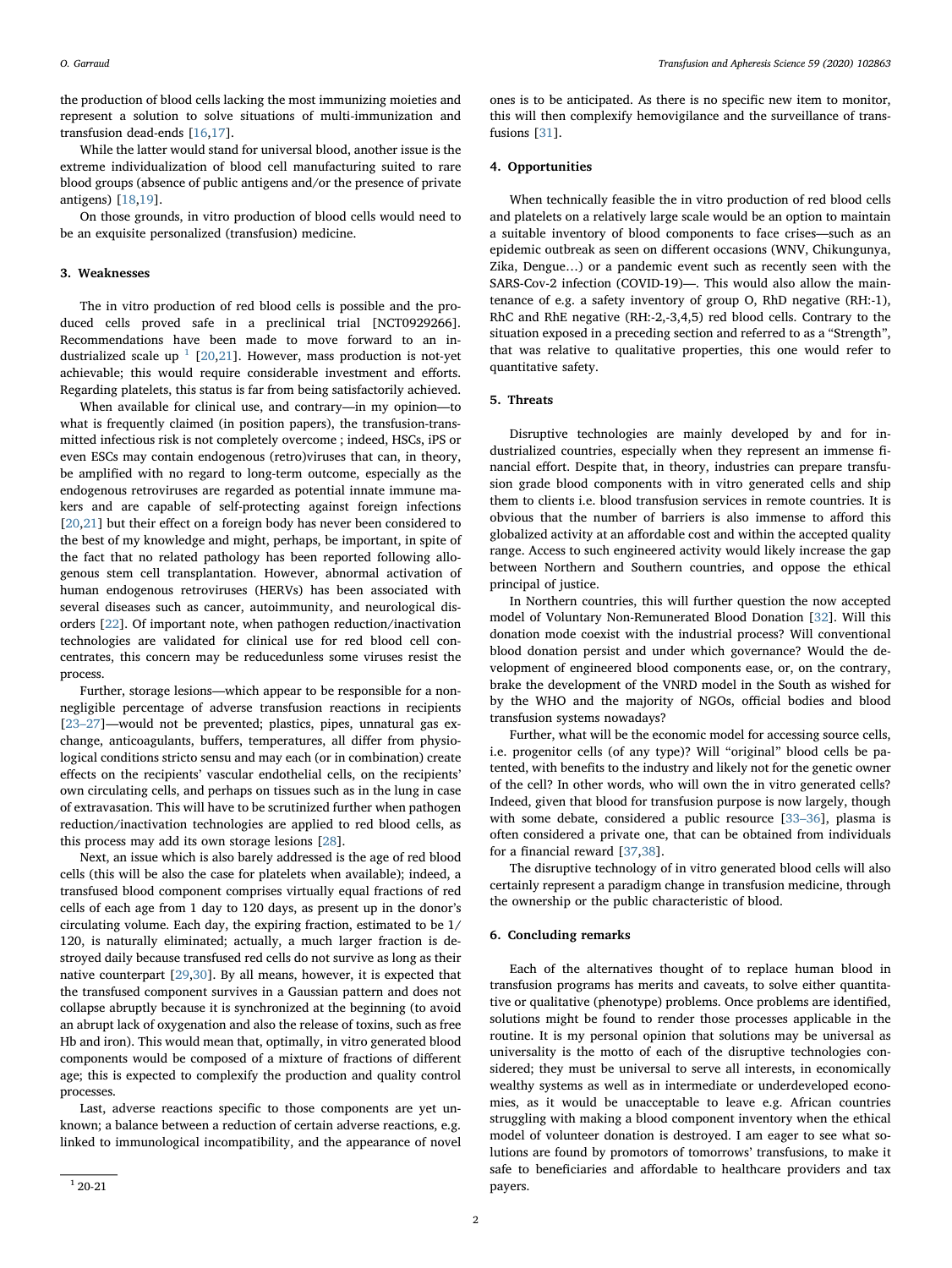the production of blood cells lacking the most immunizing moieties and represent a solution to solve situations of multi-immunization and transfusion dead-ends [16,17].

While the latter would stand for universal blood, another issue is the extreme individualization of blood cell manufacturing suited to rare blood groups (absence of public antigens and/or the presence of private antigens) [18,19].

On those grounds, in vitro production of blood cells would need to be an exquisite personalized (transfusion) medicine.

## 3. Weaknesses

The in vitro production of red blood cells is possible and the produced cells proved safe in a preclinical trial [NCT0929266]. Recommendations have been made to move forward to an industrialized scale up [1] [20,21]. However, mass production is not-yet achievable; this would require considerable investment and efforts. Regarding platelets, this status is far from being satisfactorily achieved.

When available for clinical use, and contrary—in my opinion—to what is frequently claimed (in position papers), the transfusion-transmitted infectious risk is not completely overcome ; indeed, HSCs, iPS or even ESCs may contain endogenous (retro)viruses that can, in theory, be amplified with no regard to long-term outcome, especially as the endogenous retroviruses are regarded as potential innate immune makers and are capable of self-protecting against foreign infections [20,21] but their effect on a foreign body has never been considered to the best of my knowledge and might, perhaps, be important, in spite of the fact that no related pathology has been reported following allogenous stem cell transplantation. However, abnormal activation of human endogenous retroviruses (HERVs) has been associated with several diseases such as cancer, autoimmunity, and neurological disorders [22]. Of important note, when pathogen reduction/inactivation technologies are validated for clinical use for red blood cell concentrates, this concern may be reducedunless some viruses resist the process.

Further, storage lesions—which appear to be responsible for a non-negligible percentage of adverse transfusion reactions in recipients [23–27]—would not be prevented; plastics, pipes, unnatural gas exchange, anticoagulants, buffers, temperatures, all differ from physiological conditions stricto sensu and may each (or in combination) create effects on the recipients' vascular endothelial cells, on the recipients' own circulating cells, and perhaps on tissues such as in the lung in case of extravasation. This will have to be scrutinized further when pathogen reduction/inactivation technologies are applied to red blood cells, as this process may add its own storage lesions [28].

Next, an issue which is also barely addressed is the age of red blood cells (this will be also the case for platelets when available); indeed, a transfused blood component comprises virtually equal fractions of red cells of each age from 1 day to 120 days, as present up in the donor's circulating volume. Each day, the expiring fraction, estimated to be 1/120, is naturally eliminated; actually, a much larger fraction is destroyed daily because transfused red cells do not survive as long as their native counterpart [29,30]. By all means, however, it is expected that the transfused component survives in a Gaussian pattern and does not collapse abruptly because it is synchronized at the beginning (to avoid an abrupt lack of oxygenation and also the release of toxins, such as free Hb and iron). This would mean that, optimally, in vitro generated blood components would be composed of a mixture of fractions of different age; this is expected to complexify the production and quality control processes.

Last, adverse reactions specific to those components are yet unknown; a balance between a reduction of certain adverse reactions, e.g. linked to immunological incompatibility, and the appearance of novel ones is to be anticipated. As there is no specific new item to monitor, this will then complexify hemovigilance and the surveillance of transfusions [31].

## 4. Opportunities

When technically feasible the in vitro production of red blood cells and platelets on a relatively large scale would be an option to maintain a suitable inventory of blood components to face crises—such as an epidemic outbreak as seen on different occasions (WNV, Chikungunya, Zika, Dengue…) or a pandemic event such as recently seen with the SARS-Cov-2 infection (COVID-19)—. This would also allow the maintenance of e.g. a safety inventory of group O, RhD negative (RH:-1), RhC and RhE negative (RH:-2,-3,4,5) red blood cells. Contrary to the situation exposed in a preceding section and referred to as a "Strength", that was relative to qualitative properties, this one would refer to quantitative safety.

## 5. Threats

Disruptive technologies are mainly developed by and for industrialized countries, especially when they represent an immense financial effort. Despite that, in theory, industries can prepare transfusion grade blood components with in vitro generated cells and ship them to clients i.e. blood transfusion services in remote countries. It is obvious that the number of barriers is also immense to afford this globalized activity at an affordable cost and within the accepted quality range. Access to such engineered activity would likely increase the gap between Northern and Southern countries, and oppose the ethical principal of justice.

In Northern countries, this will further question the now accepted model of Voluntary Non-Remunerated Blood Donation [32]. Will this donation mode coexist with the industrial process? Will conventional blood donation persist and under which governance? Would the development of engineered blood components ease, or, on the contrary, brake the development of the VNRD model in the South as wished for by the WHO and the majority of NGOs, official bodies and blood transfusion systems nowadays?

Further, what will be the economic model for accessing source cells, i.e. progenitor cells (of any type)? Will "original" blood cells be patented, with benefits to the industry and likely not for the genetic owner of the cell? In other words, who will own the in vitro generated cells? Indeed, given that blood for transfusion purpose is now largely, though with some debate, considered a public resource [33–36], plasma is often considered a private one, that can be obtained from individuals for a financial reward [37,38].

The disruptive technology of in vitro generated blood cells will also certainly represent a paradigm change in transfusion medicine, through the ownership or the public characteristic of blood.

## 6. Concluding remarks

Each of the alternatives thought of to replace human blood in transfusion programs has merits and caveats, to solve either quantitative or qualitative (phenotype) problems. Once problems are identified, solutions might be found to render those processes applicable in the routine. It is my personal opinion that solutions may be universal as universality is the motto of each of the disruptive technologies considered; they must be universal to serve all interests, in economically wealthy systems as well as in intermediate or underdeveloped economies, as it would be unacceptable to leave e.g. African countries struggling with making a blood component inventory when the ethical model of volunteer donation is destroyed. I am eager to see what solutions are found by promotors of tomorrows' transfusions, to make it safe to beneficiaries and affordable to healthcare providers and tax payers.

[1] 20-21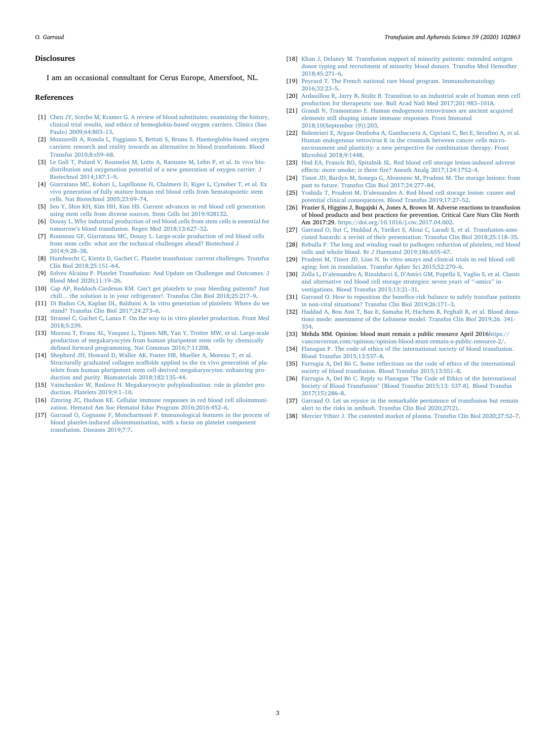## Disclosures

I am an occasional consultant for Cerus Europe, Amersfoot, NL.

## References

[1] Chen JY, Scerbo M, Kramer G. A review of blood substitutes: examining the history, clinical trial results, and ethics of hemoglobin-based oxygen carriers. Clinics (Sao Paulo) 2009;64:803–13.

[2] Mozzarelli A, Ronda L, Faggiano S, Bettati S, Bruno S. Haemoglobin-based oxygen carriers: research and reality towards an alternative to blood transfusions. Blood Transfus 2010;8:s59–68.

[3] Le Gall T, Polard V, Rousselot M, Lotte A, Raouane M, Lehn P, et al. In vivo biodistribution and oxygenation potential of a new generation of oxygen carrier. J Biotechnol 2014;187:1–9.

[4] Giarratana MC, Kobari L, Lapillonne H, Chalmers D, Kiger L, Cynober T, et al. Ex vivo generation of fully mature human red blood cells from hematopoietic stem cells. Nat Biotechnol 2005;23:69–74.

[5] Seo Y, Shin KH, Kim HH, Kim HS. Current advances in red blood cell generation using stem cells from diverse sources. Stem Cells Int 2019:928132.

[6] Douay L. Why industrial production of red blood cells from stem cells is essential for tomorrow's blood transfusion. Regen Med 2018;13:627–32.

[7] Rousseau GF, Giarratana MC, Douay L. Large-scale production of red blood cells from stem cells: what are the technical challenges ahead? Biotechnol J 2014;9:28–38.

[8] Humbrecht C, Kientz D, Gachet C. Platelet transfusion: current challenges. Transfus Clin Biol 2018;25:151–64.

[9] Solves Alcaina P. Platelet Transfusion: And Update on Challenges and Outcomes. J Blood Med 2020;11:19–26.

[10] Cap AP, Reddoch-Cardenas KM. Can't get platelets to your bleeding patients? Just chill… the solution is in your refrigerator!. Transfus Clin Biol 2018;25:217–9.

[11] Di Buduo CA, Kaplan DL, Balduini A. In vitro generation of platelets: Where do we stand? Transfus Clin Biol 2017;24:273–6.

[12] Strassel C, Gachet C, Lanza F. On the way to in vitro platelet production. Front Med 2018;5:239.

[13] Moreau T, Evans AL, Vasquez L, Tijssen MR, Yan Y, Trotter MW, et al. Large-scale production of megakaryocytes from human pluripotent stem cells by chemically defined forward programming. Nat Commun 2016;7:11208.

[14] Shepherd JH, Howard D, Waller AK, Foster HR, Mueller A, Moreau T, et al. Structurally graduated collagen scaffolds applied to the ex vivo generation of platelets from human pluripotent stem cell-derived megakaryocytes: enhancing production and purity. Biomaterials 2018;182:135–44.

[15] Vainchenker W, Raslova H. Megakaryocyte polyploidization: role in platelet production. Platelets 2019;9:1–10.

[16] Zimring JC, Hudson KE. Cellular immune responses in red blood cell alloimmunization. Hematol Am Soc Hematol Educ Program 2016;2016:452–6.

[17] Garraud O, Cognasse F, Moncharmont P. Immunological features in the process of blood platelet-induced alloimmunisation, with a focus on platelet component transfusion. Diseases 2019;7:7.

[18] Khan J, Delaney M. Transfusion support of minority patients: extended antigen donor typing and recruitment of minority blood donors. Transfus Med Hemother 2018;45:271–6.

[19] Peyrard T. The French national rare blood program. Immunohematology 2016;32:23–5.

[20] Ardauillou R, Jarry B, Stoltz B. Transition to an industrial scale of human stem cell production for therapeutic use. Bull Acad Natl Med 2017;201:983–1018.

[21] Grandi N, Tramontano E. Human endogenous retroviruses are ancient acquired elements still shaping innate immune responses. Front Immunol 2018;10(September (9)):203.

[22] Balestrieri E, Argaw-Denboba A, Gambacurta A, Cipriani C, Bei E, Serafino A, et al. Human endogenous retrovirus K in the crosstalk between cancer cells microenvironment and plasticity: a new perspective for combination therapy. Front Microbiol 2018;9:1448.

[23] Hod EA, Francis RO, Spitalnik SL. Red blood cell storage lesion-induced adverse effects: more smoke; is there fire? Anesth Analg 2017;124:1752–4.

[24] Tissot JD, Bardyn M, Sonego G, Abonnenc M, Prudent M. The storage lesions: from past to future. Transfus Clin Biol 2017;24:277–84.

[25] Yoshida T, Prudent M, D'alessandro A. Red blood cell storage lesion: causes and potential clinical consequences. Blood Transfus 2019;17:27–52.

[26] Frazier S, Higgins J, Bugajski A, Jones A, Brown M. Adverse reactions to transfusion of blood products and best practices for prevention. Critical Care Nurs Clin North Am 2017:29. https://doi.org/10.1016/j.cnc.2017.04.002.

[27] Garraud O, Sut C, Haddad A, Tariket S, Aloui C, Laradi S, et al. Transfusion-associated hazards: a revisit of their presentation. Transfus Clin Biol 2018;25:118–35.

[28] Rebulla P. The long and winding road to pathogen reduction of platelets, red blood cells and whole blood. Br J Haematol 2019;186:655–67.

[29] Prudent M, Tissot JD, Lion N. In vitro assays and clinical trials in red blood cell aging: lost in translation. Transfus Apher Sci 2015;52:270–6.

[30] Zolla L, D'alessandro A, Rinalducci S, D'Amici GM, Pupella S, Vaglio S, et al. Classic and alternative red blood cell storage strategies: seven years of "-omics" investigations. Blood Transfus 2015;13:21–31.

[31] Garraud O. How to reposition the benefice-risk balance to safely transfuse patients in non-vital situations? Transfus Clin Biol 2019;26:171–3.

[32] Haddad A, Bou Assi T, Baz E, Samaha H, Hachem B, Feghali R, et al. Blood donations mode: assessment of the Lebanese model. Transfus Clin Biol 2019;26. 341-334.

[33] Mehda MM. Opinion: blood must remain a public resource April 2016https://vancouversun.com/opinion/opinion-blood-must-remain-a-public-resource-2/.

[34] Flanagan P. The code of ethics of the international society of blood transfusion. Blood Transfus 2015;13:537–8.

[35] Farrugia A, Del Bò C. Some reflections on the code of ethics of the international society of blood transfusion. Blood Transfus 2015;13:551–8.

[36] Farrugia A, Del Bò C. Reply to Flanagan "The Code of Ethics of the International Society of Blood Transfusion" [Blood Transfus 2015;13: 537-8]. Blood Transfus 2017(15):286–8.

[37] Garraud O. Let us rejoice in the remarkable persistence of transfusion but remain alert to the risks in ambush. Transfus Clin Biol 2020;27(2).

[38] Mercier Ythier J. The contested market of plasma. Transfus Clin Biol 2020;27:52–7.